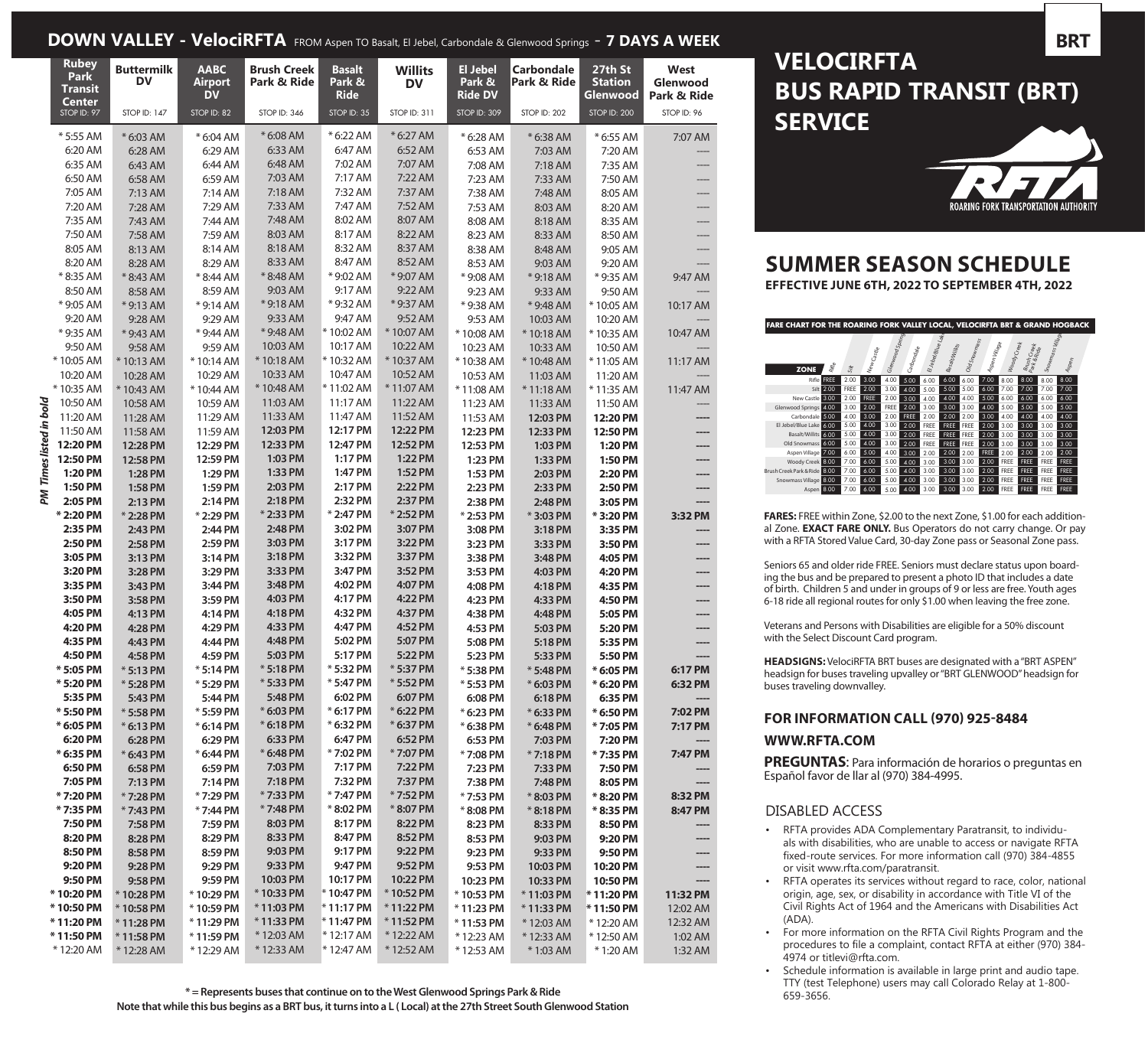## DOWN VALLEY - VelociRFTA FROM Aspen TO Basalt, El Jebel, Carbondale & Glenwood Springs - 7 DAYS A WEEK

| Rubey Park Transit Center STOP ID: 97 | Buttermilk DV STOP ID: 147 | AABC Airport DV STOP ID: 82 | Brush Creek Park & Ride STOP ID: 346 | Basalt Park & Ride STOP ID: 35 | Willits DV STOP ID: 311 | El Jebel Park & Ride DV STOP ID: 309 | Carbondale Park & Ride STOP ID: 202 | 27th St Station Glenwood STOP ID: 200 | West Glenwood Park & Ride STOP ID: 96 |
|---|---|---|---|---|---|---|---|---|---|
| *5:55 AM | *6:03 AM | *6:04 AM | *6:08 AM | *6:22 AM | *6:27 AM | *6:28 AM | *6:38 AM | *6:55 AM | 7:07 AM |
| 6:20 AM | 6:28 AM | 6:29 AM | 6:33 AM | 6:47 AM | 6:52 AM | 6:53 AM | 7:03 AM | 7:20 AM | ---- |
| 6:35 AM | 6:43 AM | 6:44 AM | 6:48 AM | 7:02 AM | 7:07 AM | 7:08 AM | 7:18 AM | 7:35 AM | ---- |
| 6:50 AM | 6:58 AM | 6:59 AM | 7:03 AM | 7:17 AM | 7:22 AM | 7:23 AM | 7:33 AM | 7:50 AM | ---- |
| 7:05 AM | 7:13 AM | 7:14 AM | 7:18 AM | 7:32 AM | 7:37 AM | 7:38 AM | 7:48 AM | 8:05 AM | ---- |
| 7:20 AM | 7:28 AM | 7:29 AM | 7:33 AM | 7:47 AM | 7:52 AM | 7:53 AM | 8:03 AM | 8:20 AM | ---- |
| 7:35 AM | 7:43 AM | 7:44 AM | 7:48 AM | 8:02 AM | 8:07 AM | 8:08 AM | 8:18 AM | 8:35 AM | ---- |
| 7:50 AM | 7:58 AM | 7:59 AM | 8:03 AM | 8:17 AM | 8:22 AM | 8:23 AM | 8:33 AM | 8:50 AM | ---- |
| 8:05 AM | 8:13 AM | 8:14 AM | 8:18 AM | 8:32 AM | 8:37 AM | 8:38 AM | 8:48 AM | 9:05 AM | ---- |
| 8:20 AM | 8:28 AM | 8:29 AM | 8:33 AM | 8:47 AM | 8:52 AM | 8:53 AM | 9:03 AM | 9:20 AM | ---- |
| *8:35 AM | *8:43 AM | *8:44 AM | *8:48 AM | *9:02 AM | *9:07 AM | *9:08 AM | *9:18 AM | *9:35 AM | 9:47 AM |
| 8:50 AM | 8:58 AM | 8:59 AM | 9:03 AM | 9:17 AM | 9:22 AM | 9:23 AM | 9:33 AM | 9:50 AM | ---- |
| *9:05 AM | *9:13 AM | *9:14 AM | *9:18 AM | *9:32 AM | *9:37 AM | *9:38 AM | *9:48 AM | *10:05 AM | 10:17 AM |
| 9:20 AM | 9:28 AM | 9:29 AM | 9:33 AM | 9:47 AM | 9:52 AM | 9:53 AM | 10:03 AM | 10:20 AM | ---- |
| *9:35 AM | *9:43 AM | *9:44 AM | *9:48 AM | *10:02 AM | *10:07 AM | *10:08 AM | *10:18 AM | *10:35 AM | 10:47 AM |
| 9:50 AM | 9:58 AM | 9:59 AM | 10:03 AM | 10:17 AM | 10:22 AM | 10:23 AM | 10:33 AM | 10:50 AM | ---- |
| *10:05 AM | *10:13 AM | *10:14 AM | *10:18 AM | *10:32 AM | *10:37 AM | *10:38 AM | *10:48 AM | *11:05 AM | 11:17 AM |
| 10:20 AM | 10:28 AM | 10:29 AM | 10:33 AM | 10:47 AM | 10:52 AM | 10:53 AM | 11:03 AM | 11:20 AM | ---- |
| *10:35 AM | *10:43 AM | *10:44 AM | *10:48 AM | *11:02 AM | *11:07 AM | *11:08 AM | *11:18 AM | *11:35 AM | 11:47 AM |
| 10:50 AM | 10:58 AM | 10:59 AM | 11:03 AM | 11:17 AM | 11:22 AM | 11:23 AM | 11:33 AM | 11:50 AM | ---- |
| 11:20 AM | 11:28 AM | 11:29 AM | 11:33 AM | 11:47 AM | 11:52 AM | 11:53 AM | **12:03 PM** | **12:20 PM** | ---- |
| 11:50 AM | 11:58 AM | 11:59 AM | **12:03 PM** | **12:17 PM** | **12:22 PM** | **12:23 PM** | **12:33 PM** | **12:50 PM** | ---- |
| **12:20 PM** | **12:28 PM** | **12:29 PM** | **12:33 PM** | **12:47 PM** | **12:52 PM** | **12:53 PM** | **1:03 PM** | **1:20 PM** | ---- |
| **12:50 PM** | **12:58 PM** | **12:59 PM** | **1:03 PM** | **1:17 PM** | **1:22 PM** | **1:23 PM** | **1:33 PM** | **1:50 PM** | ---- |
| **1:20 PM** | **1:28 PM** | **1:29 PM** | **1:33 PM** | **1:47 PM** | **1:52 PM** | **1:53 PM** | **2:03 PM** | **2:20 PM** | ---- |
| **1:50 PM** | **1:58 PM** | **1:59 PM** | **2:03 PM** | **2:17 PM** | **2:22 PM** | **2:23 PM** | **2:33 PM** | **2:50 PM** | ---- |
| **2:05 PM** | **2:13 PM** | **2:14 PM** | **2:18 PM** | **2:32 PM** | **2:37 PM** | **2:38 PM** | **2:48 PM** | **3:05 PM** | ---- |
| **\*2:20 PM** | **\*2:28 PM** | **\*2:29 PM** | **\*2:33 PM** | **\*2:47 PM** | **\*2:52 PM** | **\*2:53 PM** | **\*3:03 PM** | **\*3:20 PM** | **3:32 PM** |
| **2:35 PM** | **2:43 PM** | **2:44 PM** | **2:48 PM** | **3:02 PM** | **3:07 PM** | **3:08 PM** | **3:18 PM** | **3:35 PM** | ---- |
| **2:50 PM** | **2:58 PM** | **2:59 PM** | **3:03 PM** | **3:17 PM** | **3:22 PM** | **3:23 PM** | **3:33 PM** | **3:50 PM** | ---- |
| **3:05 PM** | **3:13 PM** | **3:14 PM** | **3:18 PM** | **3:32 PM** | **3:37 PM** | **3:38 PM** | **3:48 PM** | **4:05 PM** | ---- |
| **3:20 PM** | **3:28 PM** | **3:29 PM** | **3:33 PM** | **3:47 PM** | **3:52 PM** | **3:53 PM** | **4:03 PM** | **4:20 PM** | ---- |
| **3:35 PM** | **3:43 PM** | **3:44 PM** | **3:48 PM** | **4:02 PM** | **4:07 PM** | **4:08 PM** | **4:18 PM** | **4:35 PM** | ---- |
| **3:50 PM** | **3:58 PM** | **3:59 PM** | **4:03 PM** | **4:17 PM** | **4:22 PM** | **4:23 PM** | **4:33 PM** | **4:50 PM** | ---- |
| **4:05 PM** | **4:13 PM** | **4:14 PM** | **4:18 PM** | **4:32 PM** | **4:37 PM** | **4:38 PM** | **4:48 PM** | **5:05 PM** | ---- |
| **4:20 PM** | **4:28 PM** | **4:29 PM** | **4:33 PM** | **4:47 PM** | **4:52 PM** | **4:53 PM** | **5:03 PM** | **5:20 PM** | ---- |
| **4:35 PM** | **4:43 PM** | **4:44 PM** | **4:48 PM** | **5:02 PM** | **5:07 PM** | **5:08 PM** | **5:18 PM** | **5:35 PM** | ---- |
| **4:50 PM** | **4:58 PM** | **4:59 PM** | **5:03 PM** | **5:17 PM** | **5:22 PM** | **5:23 PM** | **5:33 PM** | **5:50 PM** | ---- |
| **\*5:05 PM** | **\*5:13 PM** | **\*5:14 PM** | **\*5:18 PM** | **\*5:32 PM** | **\*5:37 PM** | **\*5:38 PM** | **\*5:48 PM** | **\*6:05 PM** | **6:17 PM** |
| **\*5:20 PM** | **\*5:28 PM** | **\*5:29 PM** | **\*5:33 PM** | **\*5:47 PM** | **\*5:52 PM** | **\*5:53 PM** | **\*6:03 PM** | **\*6:20 PM** | **6:32 PM** |
| **5:35 PM** | **5:43 PM** | **5:44 PM** | **5:48 PM** | **6:02 PM** | **6:07 PM** | **6:08 PM** | **6:18 PM** | **6:35 PM** | ---- |
| **\*5:50 PM** | **\*5:58 PM** | **\*5:59 PM** | **\*6:03 PM** | **\*6:17 PM** | **\*6:22 PM** | **\*6:23 PM** | **\*6:33 PM** | **\*6:50 PM** | **7:02 PM** |
| **\*6:05 PM** | **\*6:13 PM** | **\*6:14 PM** | **\*6:18 PM** | **\*6:32 PM** | **\*6:37 PM** | **\*6:38 PM** | **\*6:48 PM** | **\*7:05 PM** | **7:17 PM** |
| **6:20 PM** | **6:28 PM** | **6:29 PM** | **6:33 PM** | **6:47 PM** | **6:52 PM** | **6:53 PM** | **7:03 PM** | **7:20 PM** | ---- |
| **\*6:35 PM** | **\*6:43 PM** | **\*6:44 PM** | **\*6:48 PM** | **\*7:02 PM** | **\*7:07 PM** | **\*7:08 PM** | **\*7:18 PM** | **\*7:35 PM** | **7:47 PM** |
| **6:50 PM** | **6:58 PM** | **6:59 PM** | **7:03 PM** | **7:17 PM** | **7:22 PM** | **7:23 PM** | **7:33 PM** | **7:50 PM** | ---- |
| **7:05 PM** | **7:13 PM** | **7:14 PM** | **7:18 PM** | **7:32 PM** | **7:37 PM** | **7:38 PM** | **7:48 PM** | **8:05 PM** | ---- |
| **\*7:20 PM** | **\*7:28 PM** | **\*7:29 PM** | **\*7:33 PM** | **\*7:47 PM** | **\*7:52 PM** | **\*7:53 PM** | **\*8:03 PM** | **\*8:20 PM** | **8:32 PM** |
| **\*7:35 PM** | **\*7:43 PM** | **\*7:44 PM** | **\*7:48 PM** | **\*8:02 PM** | **\*8:07 PM** | **\*8:08 PM** | **\*8:18 PM** | **\*8:35 PM** | **8:47 PM** |
| **7:50 PM** | **7:58 PM** | **7:59 PM** | **8:03 PM** | **8:17 PM** | **8:22 PM** | **8:23 PM** | **8:33 PM** | **8:50 PM** | ---- |
| **8:20 PM** | **8:28 PM** | **8:29 PM** | **8:33 PM** | **8:47 PM** | **8:52 PM** | **8:53 PM** | **9:03 PM** | **9:20 PM** | ---- |
| **8:50 PM** | **8:58 PM** | **8:59 PM** | **9:03 PM** | **9:17 PM** | **9:22 PM** | **9:23 PM** | **9:33 PM** | **9:50 PM** | ---- |
| **9:20 PM** | **9:28 PM** | **9:29 PM** | **9:33 PM** | **9:47 PM** | **9:52 PM** | **9:53 PM** | **10:03 PM** | **10:20 PM** | ---- |
| **9:50 PM** | **9:58 PM** | **9:59 PM** | **10:03 PM** | **10:17 PM** | **10:22 PM** | **10:23 PM** | **10:33 PM** | **10:50 PM** | ---- |
| **\*10:20 PM** | **\*10:28 PM** | **\*10:29 PM** | **\*10:33 PM** | **\*10:47 PM** | **\*10:52 PM** | **\*10:53 PM** | **\*11:03 PM** | **\*11:20 PM** | **11:32 PM** |
| **\*10:50 PM** | **\*10:58 PM** | **\*10:59 PM** | **\*11:03 PM** | **\*11:17 PM** | **\*11:22 PM** | **\*11:23 PM** | **\*11:33 PM** | **\*11:50 PM** | 12:02 AM |
| **\*11:20 PM** | **\*11:28 PM** | **\*11:29 PM** | **\*11:33 PM** | **\*11:47 PM** | **\*11:52 PM** | **\*11:53 PM** | *12:03 AM | *12:20 AM | 12:32 AM |
| **\*11:50 PM** | **\*11:58 PM** | **\*11:59 PM** | *12:03 AM | *12:17 AM | *12:22 AM | *12:23 AM | *12:33 AM | *12:50 AM | 1:02 AM |
| *12:20 AM | *12:28 AM | *12:29 AM | *12:33 AM | *12:47 AM | *12:52 AM | *12:53 AM | *1:03 AM | *1:20 AM | 1:32 AM |

*PM Times listed in bold*

**\* = Represents buses that continue on to the West Glenwood Springs Park & Ride**

**Note that while this bus begins as a BRT bus, it turns into a L ( Local) at the 27th Street South Glenwood Station**

# VELOCIRFTA BUS RAPID TRANSIT (BRT) SERVICE

BRT

ROARING FORK TRANSPORTATION AUTHORITY

## SUMMER SEASON SCHEDULE

**EFFECTIVE JUNE 6TH, 2022 TO SEPTEMBER 4TH, 2022**

**FARE CHART FOR THE ROARING FORK VALLEY LOCAL, VELOCIRFTA BRT & GRAND HOGBACK**

| ZONE | Rifle | Silt | New Castle | Glenwood Springs | Carbondale | El Jebel/Blue Lake | Basalt/Willits | Old Snowmass | Aspen Village | Woody Creek | Brush Creek Park & Ride | Snowmass Village | Aspen |
|---|---|---|---|---|---|---|---|---|---|---|---|---|---|
| Rifle | FREE | 2.00 | 3.00 | 4.00 | 5.00 | 6.00 | 6.00 | 6.00 | 7.00 | 8.00 | 8.00 | 8.00 | 8.00 |
| Silt | 2.00 | FREE | 2.00 | 3.00 | 4.00 | 5.00 | 5.00 | 5.00 | 6.00 | 7.00 | 7.00 | 7.00 | 7.00 |
| New Castle | 3.00 | 2.00 | FREE | 2.00 | 3.00 | 4.00 | 4.00 | 4.00 | 5.00 | 6.00 | 6.00 | 6.00 | 6.00 |
| Glenwood Springs | 4.00 | 3.00 | 2.00 | FREE | 2.00 | 3.00 | 3.00 | 3.00 | 4.00 | 5.00 | 5.00 | 5.00 | 5.00 |
| Carbondale | 5.00 | 4.00 | 3.00 | 2.00 | FREE | 2.00 | 2.00 | 2.00 | 3.00 | 4.00 | 4.00 | 4.00 | 4.00 |
| El Jebel/Blue Lake | 6.00 | 5.00 | 4.00 | 3.00 | 2.00 | FREE | FREE | FREE | 2.00 | 3.00 | 3.00 | 3.00 | 3.00 |
| Basalt/Willits | 6.00 | 5.00 | 4.00 | 3.00 | 2.00 | FREE | FREE | FREE | 2.00 | 3.00 | 3.00 | 3.00 | 3.00 |
| Old Snowmass | 6.00 | 5.00 | 4.00 | 3.00 | 2.00 | FREE | FREE | FREE | 2.00 | 3.00 | 3.00 | 3.00 | 3.00 |
| Aspen Village | 7.00 | 6.00 | 5.00 | 4.00 | 3.00 | 2.00 | 2.00 | 2.00 | FREE | 2.00 | 2.00 | 2.00 | 2.00 |
| Woody Creek | 8.00 | 7.00 | 6.00 | 5.00 | 4.00 | 3.00 | 3.00 | 3.00 | 2.00 | FREE | FREE | FREE | FREE |
| Brush Creek Park & Ride | 8.00 | 7.00 | 6.00 | 5.00 | 4.00 | 3.00 | 3.00 | 3.00 | 2.00 | FREE | FREE | FREE | FREE |
| Snowmass Village | 8.00 | 7.00 | 6.00 | 5.00 | 4.00 | 3.00 | 3.00 | 3.00 | 2.00 | FREE | FREE | FREE | FREE |
| Aspen | 8.00 | 7.00 | 6.00 | 5.00 | 4.00 | 3.00 | 3.00 | 3.00 | 2.00 | FREE | FREE | FREE | FREE |

**FARES:** FREE within Zone, $2.00 to the next Zone, $1.00 for each additional Zone. **EXACT FARE ONLY.** Bus Operators do not carry change. Or pay with a RFTA Stored Value Card, 30-day Zone pass or Seasonal Zone pass.

Seniors 65 and older ride FREE. Seniors must declare status upon boarding the bus and be prepared to present a photo ID that includes a date of birth. Children 5 and under in groups of 9 or less are free. Youth ages 6-18 ride all regional routes for only $1.00 when leaving the free zone.

Veterans and Persons with Disabilities are eligible for a 50% discount with the Select Discount Card program.

**HEADSIGNS:** VelociRFTA BRT buses are designated with a "BRT ASPEN" headsign for buses traveling upvalley or "BRT GLENWOOD" headsign for buses traveling downvalley.

### FOR INFORMATION CALL (970) 925-8484

### WWW.RFTA.COM

**PREGUNTAS**: Para información de horarios o preguntas en Español favor de llar al (970) 384-4995.

### DISABLED ACCESS

- RFTA provides ADA Complementary Paratransit, to individuals with disabilities, who are unable to access or navigate RFTA fixed-route services. For more information call (970) 384-4855 or visit www.rfta.com/paratransit.
- RFTA operates its services without regard to race, color, national origin, age, sex, or disability in accordance with Title VI of the Civil Rights Act of 1964 and the Americans with Disabilities Act (ADA).
- For more information on the RFTA Civil Rights Program and the procedures to file a complaint, contact RFTA at either (970) 384-4974 or titlevi@rfta.com.
- Schedule information is available in large print and audio tape. TTY (test Telephone) users may call Colorado Relay at 1-800-659-3656.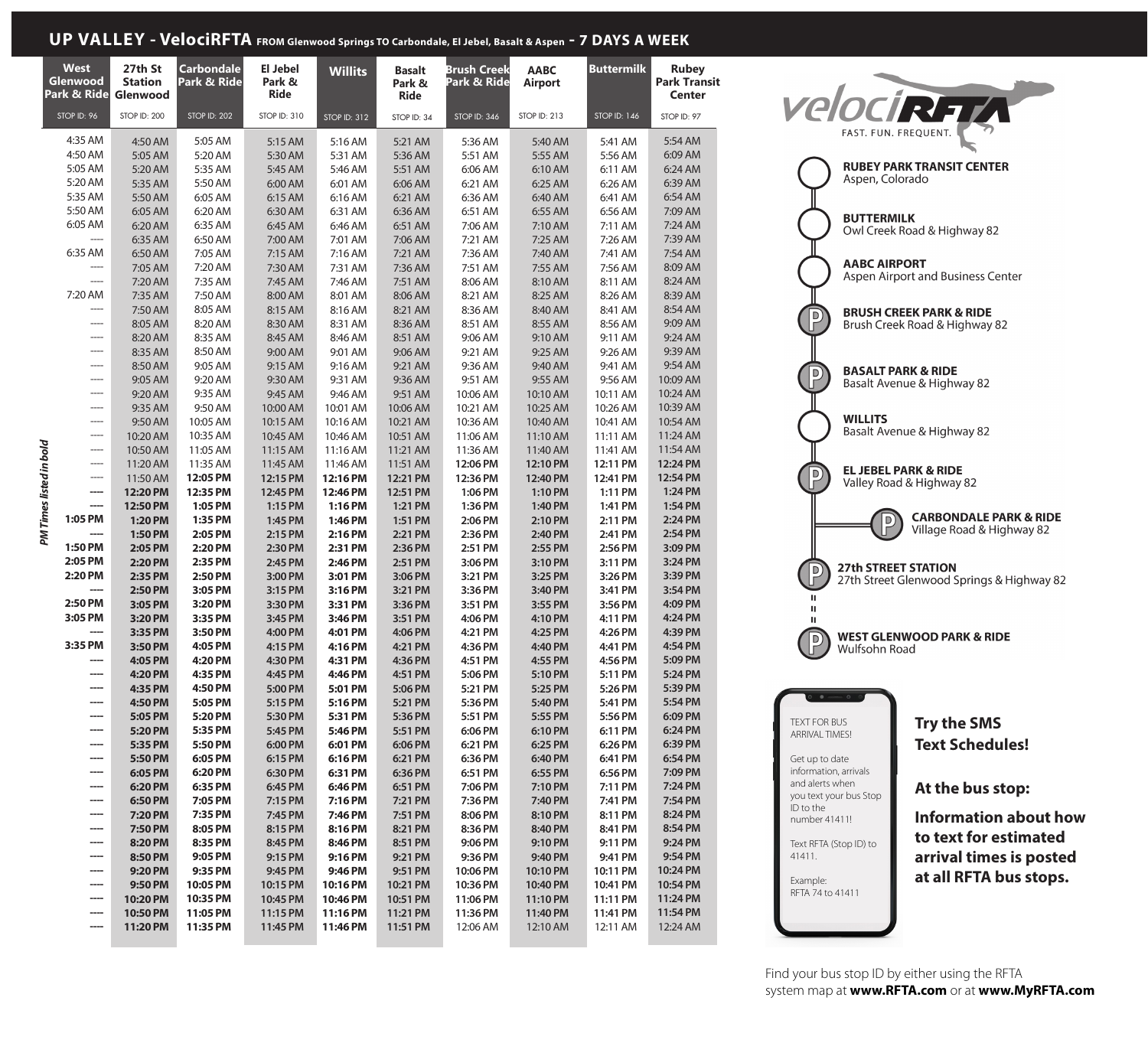# UP VALLEY - VelociRFTA FROM Glenwood Springs TO Carbondale, El Jebel, Basalt & Aspen - 7 DAYS A WEEK

*PM Times listed in bold*

| West Glenwood Park & Ride | 27th St Station Glenwood | Carbondale Park & Ride | El Jebel Park & Ride | Willits | Basalt Park & Ride | Brush Creek Park & Ride | AABC Airport | Buttermilk | Rubey Park Transit Center |
|---|---|---|---|---|---|---|---|---|---|
| STOP ID: 96 | STOP ID: 200 | STOP ID: 202 | STOP ID: 310 | STOP ID: 312 | STOP ID: 34 | STOP ID: 346 | STOP ID: 213 | STOP ID: 146 | STOP ID: 97 |
| 4:35 AM | 4:50 AM | 5:05 AM | 5:15 AM | 5:16 AM | 5:21 AM | 5:36 AM | 5:40 AM | 5:41 AM | 5:54 AM |
| 4:50 AM | 5:05 AM | 5:20 AM | 5:30 AM | 5:31 AM | 5:36 AM | 5:51 AM | 5:55 AM | 5:56 AM | 6:09 AM |
| 5:05 AM | 5:20 AM | 5:35 AM | 5:45 AM | 5:46 AM | 5:51 AM | 6:06 AM | 6:10 AM | 6:11 AM | 6:24 AM |
| 5:20 AM | 5:35 AM | 5:50 AM | 6:00 AM | 6:01 AM | 6:06 AM | 6:21 AM | 6:25 AM | 6:26 AM | 6:39 AM |
| 5:35 AM | 5:50 AM | 6:05 AM | 6:15 AM | 6:16 AM | 6:21 AM | 6:36 AM | 6:40 AM | 6:41 AM | 6:54 AM |
| 5:50 AM | 6:05 AM | 6:20 AM | 6:30 AM | 6:31 AM | 6:36 AM | 6:51 AM | 6:55 AM | 6:56 AM | 7:09 AM |
| 6:05 AM | 6:20 AM | 6:35 AM | 6:45 AM | 6:46 AM | 6:51 AM | 7:06 AM | 7:10 AM | 7:11 AM | 7:24 AM |
| ---- | 6:35 AM | 6:50 AM | 7:00 AM | 7:01 AM | 7:06 AM | 7:21 AM | 7:25 AM | 7:26 AM | 7:39 AM |
| 6:35 AM | 6:50 AM | 7:05 AM | 7:15 AM | 7:16 AM | 7:21 AM | 7:36 AM | 7:40 AM | 7:41 AM | 7:54 AM |
| ---- | 7:05 AM | 7:20 AM | 7:30 AM | 7:31 AM | 7:36 AM | 7:51 AM | 7:55 AM | 7:56 AM | 8:09 AM |
| ---- | 7:20 AM | 7:35 AM | 7:45 AM | 7:46 AM | 7:51 AM | 8:06 AM | 8:10 AM | 8:11 AM | 8:24 AM |
| 7:20 AM | 7:35 AM | 7:50 AM | 8:00 AM | 8:01 AM | 8:06 AM | 8:21 AM | 8:25 AM | 8:26 AM | 8:39 AM |
| ---- | 7:50 AM | 8:05 AM | 8:15 AM | 8:16 AM | 8:21 AM | 8:36 AM | 8:40 AM | 8:41 AM | 8:54 AM |
| ---- | 8:05 AM | 8:20 AM | 8:30 AM | 8:31 AM | 8:36 AM | 8:51 AM | 8:55 AM | 8:56 AM | 9:09 AM |
| ---- | 8:20 AM | 8:35 AM | 8:45 AM | 8:46 AM | 8:51 AM | 9:06 AM | 9:10 AM | 9:11 AM | 9:24 AM |
| ---- | 8:35 AM | 8:50 AM | 9:00 AM | 9:01 AM | 9:06 AM | 9:21 AM | 9:25 AM | 9:26 AM | 9:39 AM |
| ---- | 8:50 AM | 9:05 AM | 9:15 AM | 9:16 AM | 9:21 AM | 9:36 AM | 9:40 AM | 9:41 AM | 9:54 AM |
| ---- | 9:05 AM | 9:20 AM | 9:30 AM | 9:31 AM | 9:36 AM | 9:51 AM | 9:55 AM | 9:56 AM | 10:09 AM |
| ---- | 9:20 AM | 9:35 AM | 9:45 AM | 9:46 AM | 9:51 AM | 10:06 AM | 10:10 AM | 10:11 AM | 10:24 AM |
| ---- | 9:35 AM | 9:50 AM | 10:00 AM | 10:01 AM | 10:06 AM | 10:21 AM | 10:25 AM | 10:26 AM | 10:39 AM |
| ---- | 9:50 AM | 10:05 AM | 10:15 AM | 10:16 AM | 10:21 AM | 10:36 AM | 10:40 AM | 10:41 AM | 10:54 AM |
| ---- | 10:20 AM | 10:35 AM | 10:45 AM | 10:46 AM | 10:51 AM | 11:06 AM | 11:10 AM | 11:11 AM | 11:24 AM |
| ---- | 10:50 AM | 11:05 AM | 11:15 AM | 11:16 AM | 11:21 AM | 11:36 AM | 11:40 AM | 11:41 AM | 11:54 AM |
| ---- | 11:20 AM | 11:35 AM | 11:45 AM | 11:46 AM | 11:51 AM | **12:06 PM** | **12:10 PM** | **12:11 PM** | **12:24 PM** |
| ---- | 11:50 AM | **12:05 PM** | **12:15 PM** | **12:16 PM** | **12:21 PM** | **12:36 PM** | **12:40 PM** | **12:41 PM** | **12:54 PM** |
| ---- | **12:20 PM** | **12:35 PM** | **12:45 PM** | **12:46 PM** | **12:51 PM** | **1:06 PM** | **1:10 PM** | **1:11 PM** | **1:24 PM** |
| ---- | **12:50 PM** | **1:05 PM** | **1:15 PM** | **1:16 PM** | **1:21 PM** | **1:36 PM** | **1:40 PM** | **1:41 PM** | **1:54 PM** |
| **1:05 PM** | **1:20 PM** | **1:35 PM** | **1:45 PM** | **1:46 PM** | **1:51 PM** | **2:06 PM** | **2:10 PM** | **2:11 PM** | **2:24 PM** |
| ---- | **1:50 PM** | **2:05 PM** | **2:15 PM** | **2:16 PM** | **2:21 PM** | **2:36 PM** | **2:40 PM** | **2:41 PM** | **2:54 PM** |
| **1:50 PM** | **2:05 PM** | **2:20 PM** | **2:30 PM** | **2:31 PM** | **2:36 PM** | **2:51 PM** | **2:55 PM** | **2:56 PM** | **3:09 PM** |
| **2:05 PM** | **2:20 PM** | **2:35 PM** | **2:45 PM** | **2:46 PM** | **2:51 PM** | **3:06 PM** | **3:10 PM** | **3:11 PM** | **3:24 PM** |
| **2:20 PM** | **2:35 PM** | **2:50 PM** | **3:00 PM** | **3:01 PM** | **3:06 PM** | **3:21 PM** | **3:25 PM** | **3:26 PM** | **3:39 PM** |
| ---- | **2:50 PM** | **3:05 PM** | **3:15 PM** | **3:16 PM** | **3:21 PM** | **3:36 PM** | **3:40 PM** | **3:41 PM** | **3:54 PM** |
| **2:50 PM** | **3:05 PM** | **3:20 PM** | **3:30 PM** | **3:31 PM** | **3:36 PM** | **3:51 PM** | **3:55 PM** | **3:56 PM** | **4:09 PM** |
| **3:05 PM** | **3:20 PM** | **3:35 PM** | **3:45 PM** | **3:46 PM** | **3:51 PM** | **4:06 PM** | **4:10 PM** | **4:11 PM** | **4:24 PM** |
| ---- | **3:35 PM** | **3:50 PM** | **4:00 PM** | **4:01 PM** | **4:06 PM** | **4:21 PM** | **4:25 PM** | **4:26 PM** | **4:39 PM** |
| **3:35 PM** | **3:50 PM** | **4:05 PM** | **4:15 PM** | **4:16 PM** | **4:21 PM** | **4:36 PM** | **4:40 PM** | **4:41 PM** | **4:54 PM** |
| ---- | **4:05 PM** | **4:20 PM** | **4:30 PM** | **4:31 PM** | **4:36 PM** | **4:51 PM** | **4:55 PM** | **4:56 PM** | **5:09 PM** |
| ---- | **4:20 PM** | **4:35 PM** | **4:45 PM** | **4:46 PM** | **4:51 PM** | **5:06 PM** | **5:10 PM** | **5:11 PM** | **5:24 PM** |
| ---- | **4:35 PM** | **4:50 PM** | **5:00 PM** | **5:01 PM** | **5:06 PM** | **5:21 PM** | **5:25 PM** | **5:26 PM** | **5:39 PM** |
| ---- | **4:50 PM** | **5:05 PM** | **5:15 PM** | **5:16 PM** | **5:21 PM** | **5:36 PM** | **5:40 PM** | **5:41 PM** | **5:54 PM** |
| ---- | **5:05 PM** | **5:20 PM** | **5:30 PM** | **5:31 PM** | **5:36 PM** | **5:51 PM** | **5:55 PM** | **5:56 PM** | **6:09 PM** |
| ---- | **5:20 PM** | **5:35 PM** | **5:45 PM** | **5:46 PM** | **5:51 PM** | **6:06 PM** | **6:10 PM** | **6:11 PM** | **6:24 PM** |
| ---- | **5:35 PM** | **5:50 PM** | **6:00 PM** | **6:01 PM** | **6:06 PM** | **6:21 PM** | **6:25 PM** | **6:26 PM** | **6:39 PM** |
| ---- | **5:50 PM** | **6:05 PM** | **6:15 PM** | **6:16 PM** | **6:21 PM** | **6:36 PM** | **6:40 PM** | **6:41 PM** | **6:54 PM** |
| ---- | **6:05 PM** | **6:20 PM** | **6:30 PM** | **6:31 PM** | **6:36 PM** | **6:51 PM** | **6:55 PM** | **6:56 PM** | **7:09 PM** |
| ---- | **6:20 PM** | **6:35 PM** | **6:45 PM** | **6:46 PM** | **6:51 PM** | **7:06 PM** | **7:10 PM** | **7:11 PM** | **7:24 PM** |
| ---- | **6:50 PM** | **7:05 PM** | **7:15 PM** | **7:16 PM** | **7:21 PM** | **7:36 PM** | **7:40 PM** | **7:41 PM** | **7:54 PM** |
| ---- | **7:20 PM** | **7:35 PM** | **7:45 PM** | **7:46 PM** | **7:51 PM** | **8:06 PM** | **8:10 PM** | **8:11 PM** | **8:24 PM** |
| ---- | **7:50 PM** | **8:05 PM** | **8:15 PM** | **8:16 PM** | **8:21 PM** | **8:36 PM** | **8:40 PM** | **8:41 PM** | **8:54 PM** |
| ---- | **8:20 PM** | **8:35 PM** | **8:45 PM** | **8:46 PM** | **8:51 PM** | **9:06 PM** | **9:10 PM** | **9:11 PM** | **9:24 PM** |
| ---- | **8:50 PM** | **9:05 PM** | **9:15 PM** | **9:16 PM** | **9:21 PM** | **9:36 PM** | **9:40 PM** | **9:41 PM** | **9:54 PM** |
| ---- | **9:20 PM** | **9:35 PM** | **9:45 PM** | **9:46 PM** | **9:51 PM** | **10:06 PM** | **10:10 PM** | **10:11 PM** | **10:24 PM** |
| ---- | **9:50 PM** | **10:05 PM** | **10:15 PM** | **10:16 PM** | **10:21 PM** | **10:36 PM** | **10:40 PM** | **10:41 PM** | **10:54 PM** |
| ---- | **10:20 PM** | **10:35 PM** | **10:45 PM** | **10:46 PM** | **10:51 PM** | **11:06 PM** | **11:10 PM** | **11:11 PM** | **11:24 PM** |
| ---- | **10:50 PM** | **11:05 PM** | **11:15 PM** | **11:16 PM** | **11:21 PM** | **11:36 PM** | **11:40 PM** | **11:41 PM** | **11:54 PM** |
| ---- | **11:20 PM** | **11:35 PM** | **11:45 PM** | **11:46 PM** | **11:51 PM** | 12:06 AM | 12:10 AM | 12:11 AM | 12:24 AM |

veloci**RFTA**

FAST. FUN. FREQUENT.

**RUBEY PARK TRANSIT CENTER**
Aspen, Colorado

**BUTTERMILK**
Owl Creek Road & Highway 82

**AABC AIRPORT**
Aspen Airport and Business Center

**BRUSH CREEK PARK & RIDE**
Brush Creek Road & Highway 82

**BASALT PARK & RIDE**
Basalt Avenue & Highway 82

**WILLITS**
Basalt Avenue & Highway 82

**EL JEBEL PARK & RIDE**
Valley Road & Highway 82

**CARBONDALE PARK & RIDE**
Village Road & Highway 82

**27th STREET STATION**
27th Street Glenwood Springs & Highway 82

**WEST GLENWOOD PARK & RIDE**
Wulfsohn Road

TEXT FOR BUS ARRIVAL TIMES!

Get up to date information, arrivals and alerts when you text your bus Stop ID to the number 41411!

Text RFTA (Stop ID) to 41411.

Example:
RFTA 74 to 41411

**Try the SMS Text Schedules!**

**At the bus stop:**

**Information about how to text for estimated arrival times is posted at all RFTA bus stops.**

Find your bus stop ID by either using the RFTA system map at **www.RFTA.com** or at **www.MyRFTA.com**